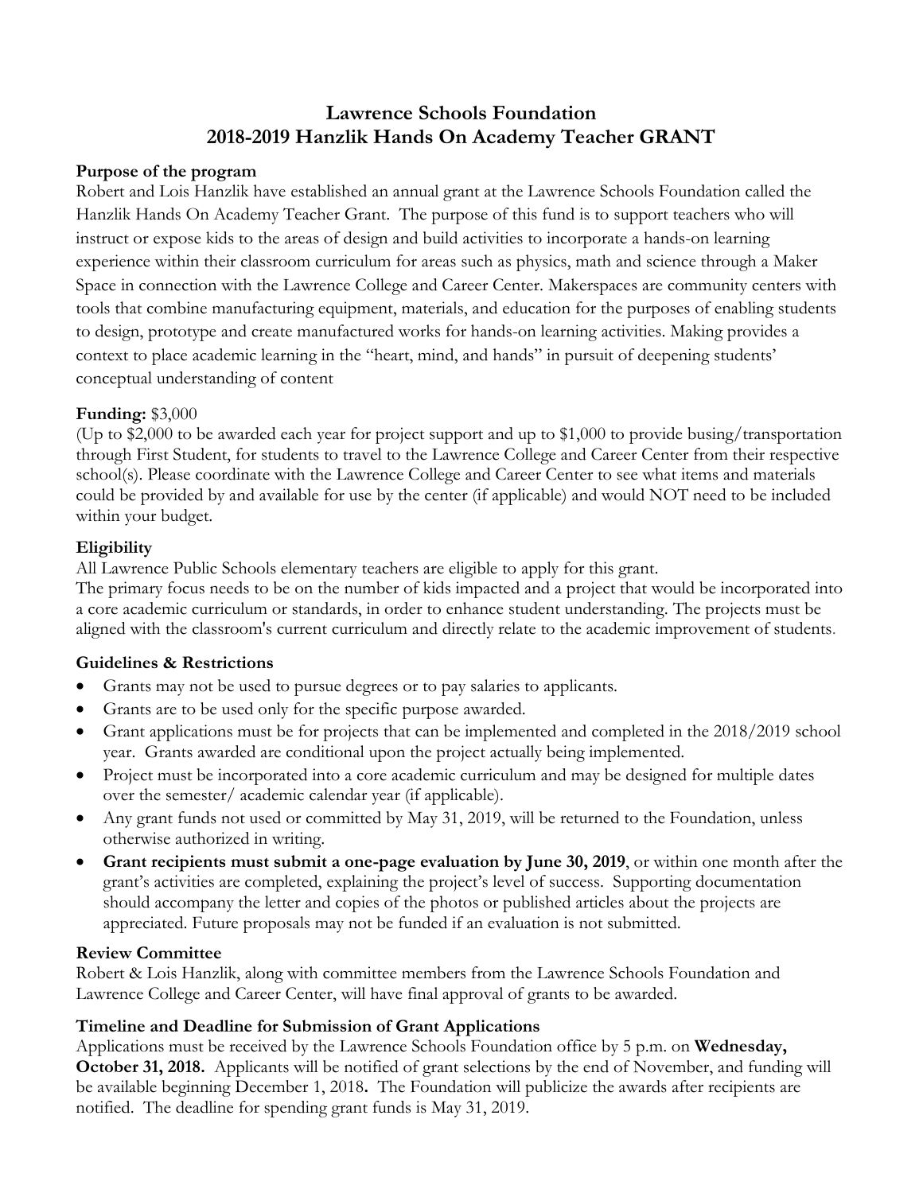# Lawrence Schools Foundation
# 2018-2019 Hanzlik Hands On Academy Teacher GRANT

**Purpose of the program**

Robert and Lois Hanzlik have established an annual grant at the Lawrence Schools Foundation called the Hanzlik Hands On Academy Teacher Grant. The purpose of this fund is to support teachers who will instruct or expose kids to the areas of design and build activities to incorporate a hands-on learning experience within their classroom curriculum for areas such as physics, math and science through a Maker Space in connection with the Lawrence College and Career Center. Makerspaces are community centers with tools that combine manufacturing equipment, materials, and education for the purposes of enabling students to design, prototype and create manufactured works for hands-on learning activities. Making provides a context to place academic learning in the "heart, mind, and hands" in pursuit of deepening students' conceptual understanding of content

**Funding:** $3,000

(Up to $2,000 to be awarded each year for project support and up to $1,000 to provide busing/transportation through First Student, for students to travel to the Lawrence College and Career Center from their respective school(s). Please coordinate with the Lawrence College and Career Center to see what items and materials could be provided by and available for use by the center (if applicable) and would NOT need to be included within your budget.

**Eligibility**

All Lawrence Public Schools elementary teachers are eligible to apply for this grant.

The primary focus needs to be on the number of kids impacted and a project that would be incorporated into a core academic curriculum or standards, in order to enhance student understanding. The projects must be aligned with the classroom's current curriculum and directly relate to the academic improvement of students.

**Guidelines & Restrictions**

- Grants may not be used to pursue degrees or to pay salaries to applicants.
- Grants are to be used only for the specific purpose awarded.
- Grant applications must be for projects that can be implemented and completed in the 2018/2019 school year. Grants awarded are conditional upon the project actually being implemented.
- Project must be incorporated into a core academic curriculum and may be designed for multiple dates over the semester/ academic calendar year (if applicable).
- Any grant funds not used or committed by May 31, 2019, will be returned to the Foundation, unless otherwise authorized in writing.
- **Grant recipients must submit a one-page evaluation by June 30, 2019**, or within one month after the grant's activities are completed, explaining the project's level of success. Supporting documentation should accompany the letter and copies of the photos or published articles about the projects are appreciated. Future proposals may not be funded if an evaluation is not submitted.

**Review Committee**

Robert & Lois Hanzlik, along with committee members from the Lawrence Schools Foundation and Lawrence College and Career Center, will have final approval of grants to be awarded.

**Timeline and Deadline for Submission of Grant Applications**

Applications must be received by the Lawrence Schools Foundation office by 5 p.m. on **Wednesday, October 31, 2018.** Applicants will be notified of grant selections by the end of November, and funding will be available beginning December 1, 2018**.** The Foundation will publicize the awards after recipients are notified. The deadline for spending grant funds is May 31, 2019.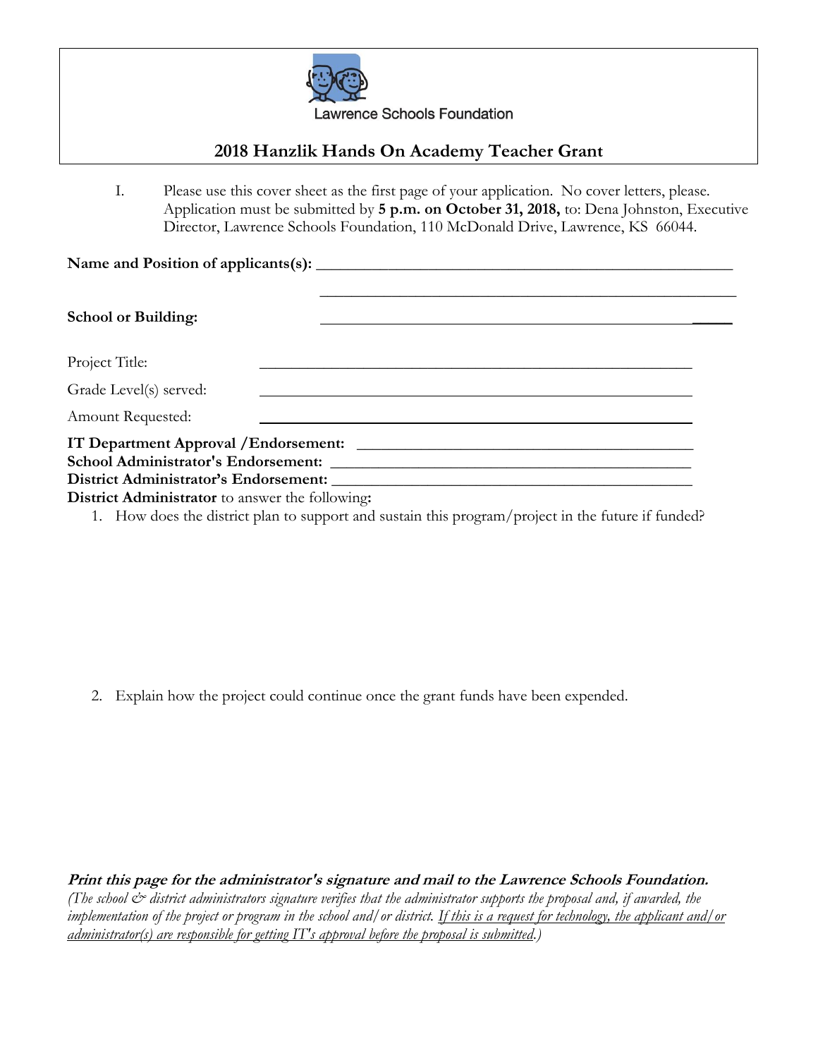Lawrence Schools Foundation

## 2018 Hanzlik Hands On Academy Teacher Grant

I. Please use this cover sheet as the first page of your application. No cover letters, please. Application must be submitted by **5 p.m. on October 31, 2018,** to: Dena Johnston, Executive Director, Lawrence Schools Foundation, 110 McDonald Drive, Lawrence, KS 66044.

**Name and Position of applicants(s):** ______________________________________________

______________________________________________

**School or Building:** ______________________________________________

Project Title: ______________________________________________

Grade Level(s) served: ______________________________________________

Amount Requested: ______________________________________________

**IT Department Approval /Endorsement:** ______________________________________________

**School Administrator's Endorsement:** ______________________________________________

**District Administrator's Endorsement:** ______________________________________________

**District Administrator** to answer the following**:**

1. How does the district plan to support and sustain this program/project in the future if funded?

2. Explain how the project could continue once the grant funds have been expended.

***Print this page for the administrator's signature and mail to the Lawrence Schools Foundation.***

*(The school & district administrators signature verifies that the administrator supports the proposal and, if awarded, the implementation of the project or program in the school and/or district. If this is a request for technology, the applicant and/or administrator(s) are responsible for getting IT's approval before the proposal is submitted.)*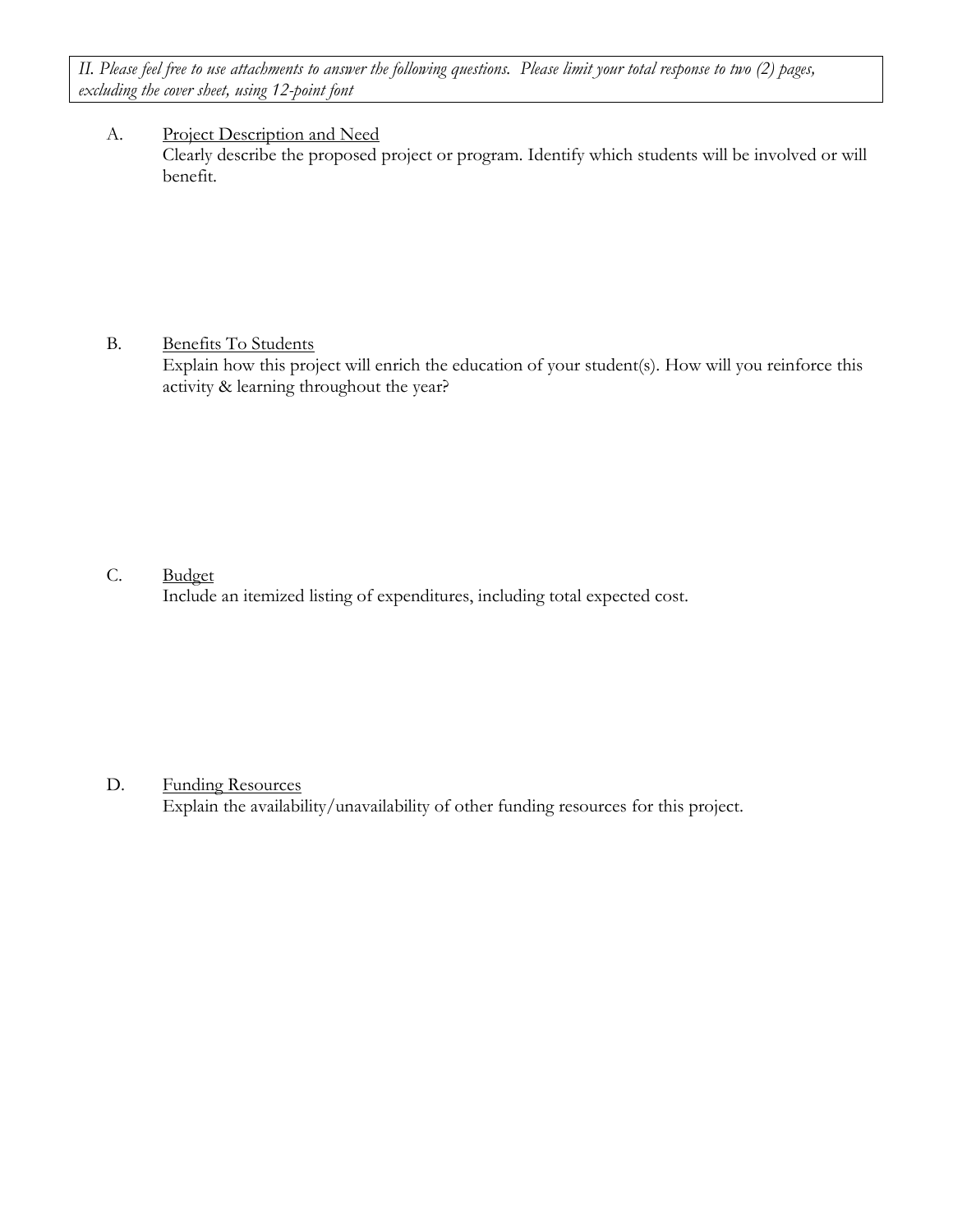*II. Please feel free to use attachments to answer the following questions. Please limit your total response to two (2) pages, excluding the cover sheet, using 12-point font*

A. Project Description and Need

Clearly describe the proposed project or program. Identify which students will be involved or will benefit.

B. Benefits To Students

Explain how this project will enrich the education of your student(s). How will you reinforce this activity & learning throughout the year?

C. Budget

Include an itemized listing of expenditures, including total expected cost.

D. Funding Resources

Explain the availability/unavailability of other funding resources for this project.